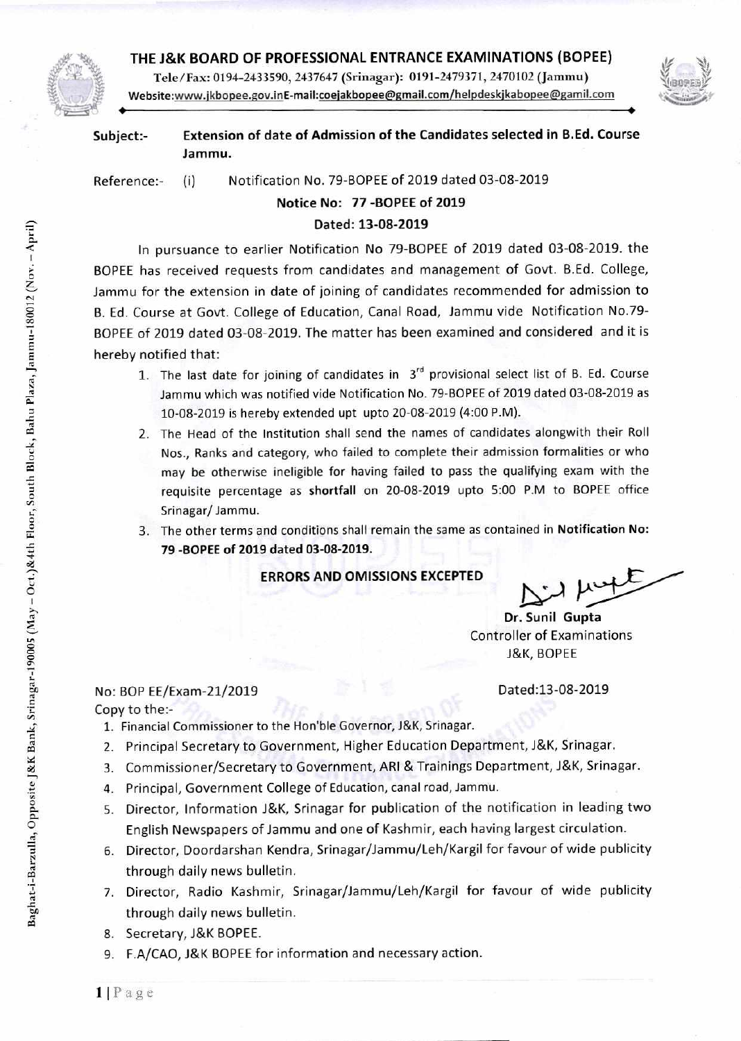# THE J&K BOARD OF PROFESSIONAL ENTRANCE EXAMINATIONS (BOPEE)

Tele/Fax: 0194-2433590, 2437647 (Srinagar): 0191-2479371, 2470102 (Jammu)
Website:www.jkbopee.gov.inE-mail:coejakbopee@gmail.com/helpdeskjkabopee@gamil.com

**Subject:-** **Extension of date of Admission of the Candidates selected in B.Ed. Course Jammu.**

**Reference:-** (i) Notification No. 79-BOPEE of 2019 dated 03-08-2019

**Notice No: 77 -BOPEE of 2019**

**Dated: 13-08-2019**

In pursuance to earlier Notification No 79-BOPEE of 2019 dated 03-08-2019. the BOPEE has received requests from candidates and management of Govt. B.Ed. College, Jammu for the extension in date of joining of candidates recommended for admission to B. Ed. Course at Govt. College of Education, Canal Road, Jammu vide Notification No.79-BOPEE of 2019 dated 03-08-2019. The matter has been examined and considered and it is hereby notified that:

1. The last date for joining of candidates in 3rd provisional select list of B. Ed. Course Jammu which was notified vide Notification No. 79-BOPEE of 2019 dated 03-08-2019 as 10-08-2019 is hereby extended upt upto 20-08-2019 (4:00 P.M).
2. The Head of the Institution shall send the names of candidates alongwith their Roll Nos., Ranks and category, who failed to complete their admission formalities or who may be otherwise ineligible for having failed to pass the qualifying exam with the requisite percentage as **shortfall** on 20-08-2019 upto 5:00 P.M to BOPEE office Srinagar/ Jammu.
3. The other terms and conditions shall remain the same as contained in **Notification No: 79 -BOPEE of 2019 dated 03-08-2019.**

**ERRORS AND OMISSIONS EXCEPTED**

**Dr. Sunil Gupta**
Controller of Examinations
J&K, BOPEE

No: BOP EE/Exam-21/2019 Dated:13-08-2019

Copy to the:-

1. Financial Commissioner to the Hon'ble Governor, J&K, Srinagar.
2. Principal Secretary to Government, Higher Education Department, J&K, Srinagar.
3. Commissioner/Secretary to Government, ARI & Trainings Department, J&K, Srinagar.
4. Principal, Government College of Education, canal road, Jammu.
5. Director, Information J&K, Srinagar for publication of the notification in leading two English Newspapers of Jammu and one of Kashmir, each having largest circulation.
6. Director, Doordarshan Kendra, Srinagar/Jammu/Leh/Kargil for favour of wide publicity through daily news bulletin.
7. Director, Radio Kashmir, Srinagar/Jammu/Leh/Kargil for favour of wide publicity through daily news bulletin.
8. Secretary, J&K BOPEE.
9. F.A/CAO, J&K BOPEE for information and necessary action.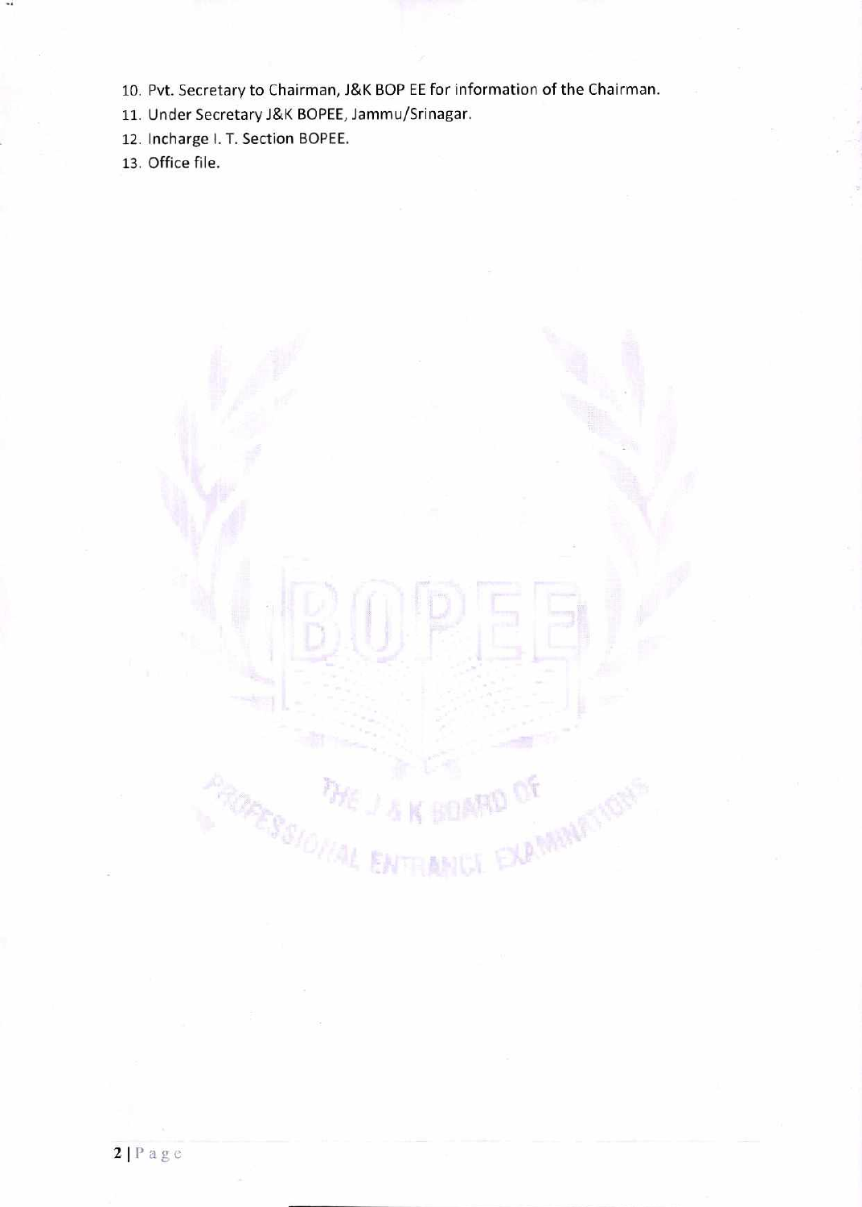10. Pvt. Secretary to Chairman, J&K BOP EE for information of the Chairman.
11. Under Secretary J&K BOPEE, Jammu/Srinagar.
12. Incharge I. T. Section BOPEE.
13. Office file.